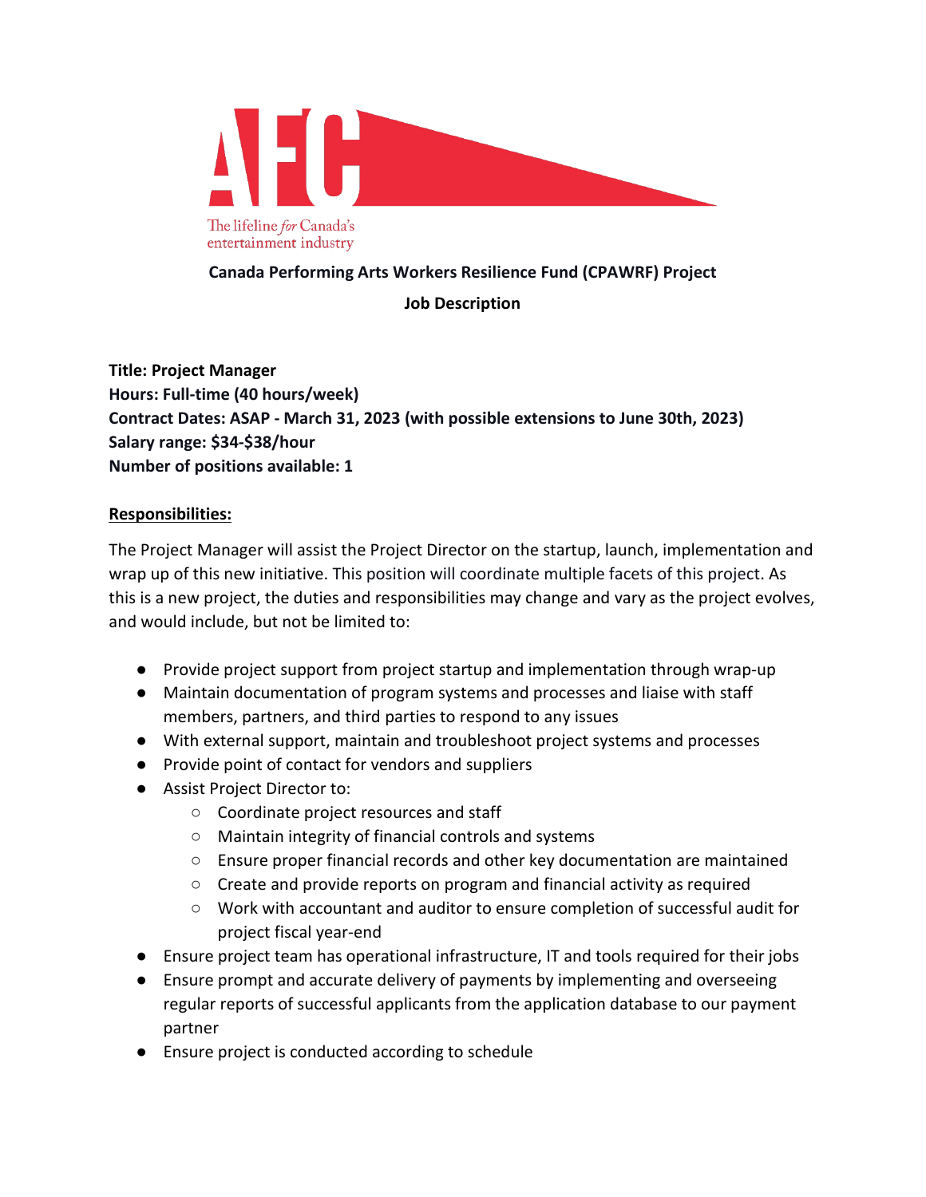AFC

The lifeline *for* Canada's entertainment industry

**Canada Performing Arts Workers Resilience Fund (CPAWRF) Project**

**Job Description**

**Title: Project Manager**
**Hours: Full-time (40 hours/week)**
**Contract Dates: ASAP - March 31, 2023 (with possible extensions to June 30th, 2023)**
**Salary range: $34-$38/hour**
**Number of positions available: 1**

## Responsibilities:

The Project Manager will assist the Project Director on the startup, launch, implementation and wrap up of this new initiative. This position will coordinate multiple facets of this project. As this is a new project, the duties and responsibilities may change and vary as the project evolves, and would include, but not be limited to:

- Provide project support from project startup and implementation through wrap-up
- Maintain documentation of program systems and processes and liaise with staff members, partners, and third parties to respond to any issues
- With external support, maintain and troubleshoot project systems and processes
- Provide point of contact for vendors and suppliers
- Assist Project Director to:
    - Coordinate project resources and staff
    - Maintain integrity of financial controls and systems
    - Ensure proper financial records and other key documentation are maintained
    - Create and provide reports on program and financial activity as required
    - Work with accountant and auditor to ensure completion of successful audit for project fiscal year-end
- Ensure project team has operational infrastructure, IT and tools required for their jobs
- Ensure prompt and accurate delivery of payments by implementing and overseeing regular reports of successful applicants from the application database to our payment partner
- Ensure project is conducted according to schedule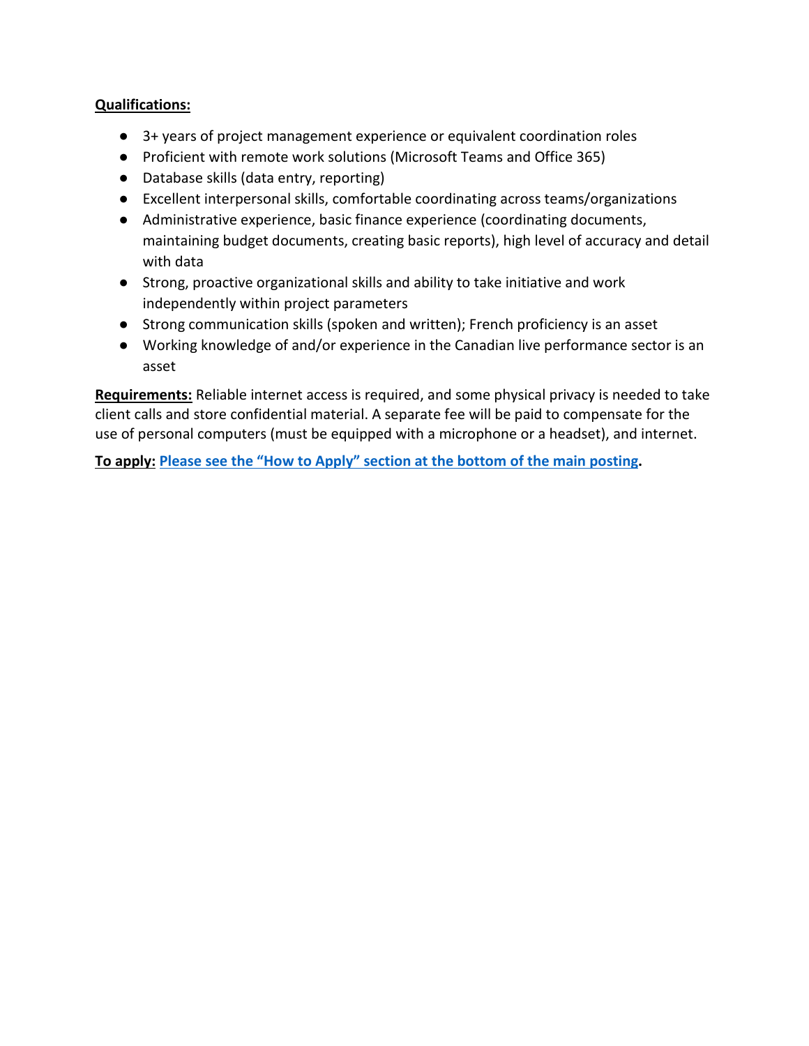**Qualifications:**

- 3+ years of project management experience or equivalent coordination roles
- Proficient with remote work solutions (Microsoft Teams and Office 365)
- Database skills (data entry, reporting)
- Excellent interpersonal skills, comfortable coordinating across teams/organizations
- Administrative experience, basic finance experience (coordinating documents, maintaining budget documents, creating basic reports), high level of accuracy and detail with data
- Strong, proactive organizational skills and ability to take initiative and work independently within project parameters
- Strong communication skills (spoken and written); French proficiency is an asset
- Working knowledge of and/or experience in the Canadian live performance sector is an asset

**Requirements:** Reliable internet access is required, and some physical privacy is needed to take client calls and store confidential material. A separate fee will be paid to compensate for the use of personal computers (must be equipped with a microphone or a headset), and internet.

**To apply:** **Please see the "How to Apply" section at the bottom of the main posting.**